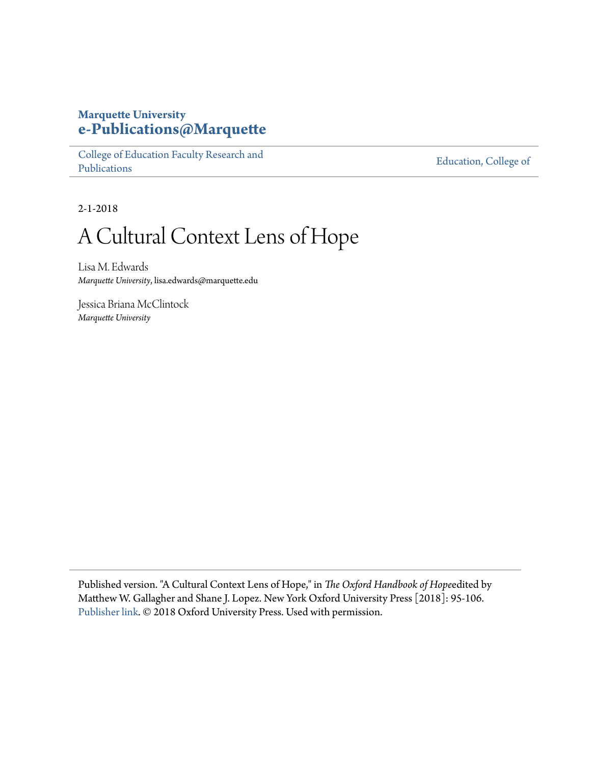**Marquette University**
**e-Publications@Marquette**

College of Education Faculty Research and Publications | Education, College of

2-1-2018

# A Cultural Context Lens of Hope

Lisa M. Edwards
*Marquette University*, lisa.edwards@marquette.edu

Jessica Briana McClintock
*Marquette University*

Published version. "A Cultural Context Lens of Hope," in *The Oxford Handbook of Hope* edited by Matthew W. Gallagher and Shane J. Lopez. New York Oxford University Press [2018]: 95-106. Publisher link. © 2018 Oxford University Press. Used with permission.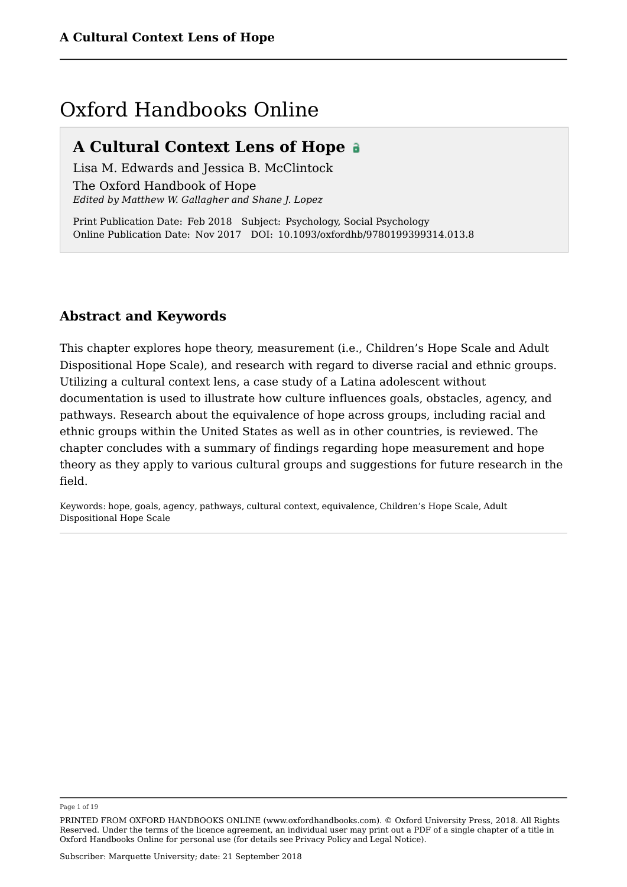# Oxford Handbooks Online

## A Cultural Context Lens of Hope

Lisa M. Edwards and Jessica B. McClintock

The Oxford Handbook of Hope

*Edited by Matthew W. Gallagher and Shane J. Lopez*

Print Publication Date: Feb 2018 Subject: Psychology, Social Psychology
Online Publication Date: Nov 2017 DOI: 10.1093/oxfordhb/9780199399314.013.8

### Abstract and Keywords

This chapter explores hope theory, measurement (i.e., Children's Hope Scale and Adult Dispositional Hope Scale), and research with regard to diverse racial and ethnic groups. Utilizing a cultural context lens, a case study of a Latina adolescent without documentation is used to illustrate how culture influences goals, obstacles, agency, and pathways. Research about the equivalence of hope across groups, including racial and ethnic groups within the United States as well as in other countries, is reviewed. The chapter concludes with a summary of findings regarding hope measurement and hope theory as they apply to various cultural groups and suggestions for future research in the field.

Keywords: hope, goals, agency, pathways, cultural context, equivalence, Children's Hope Scale, Adult Dispositional Hope Scale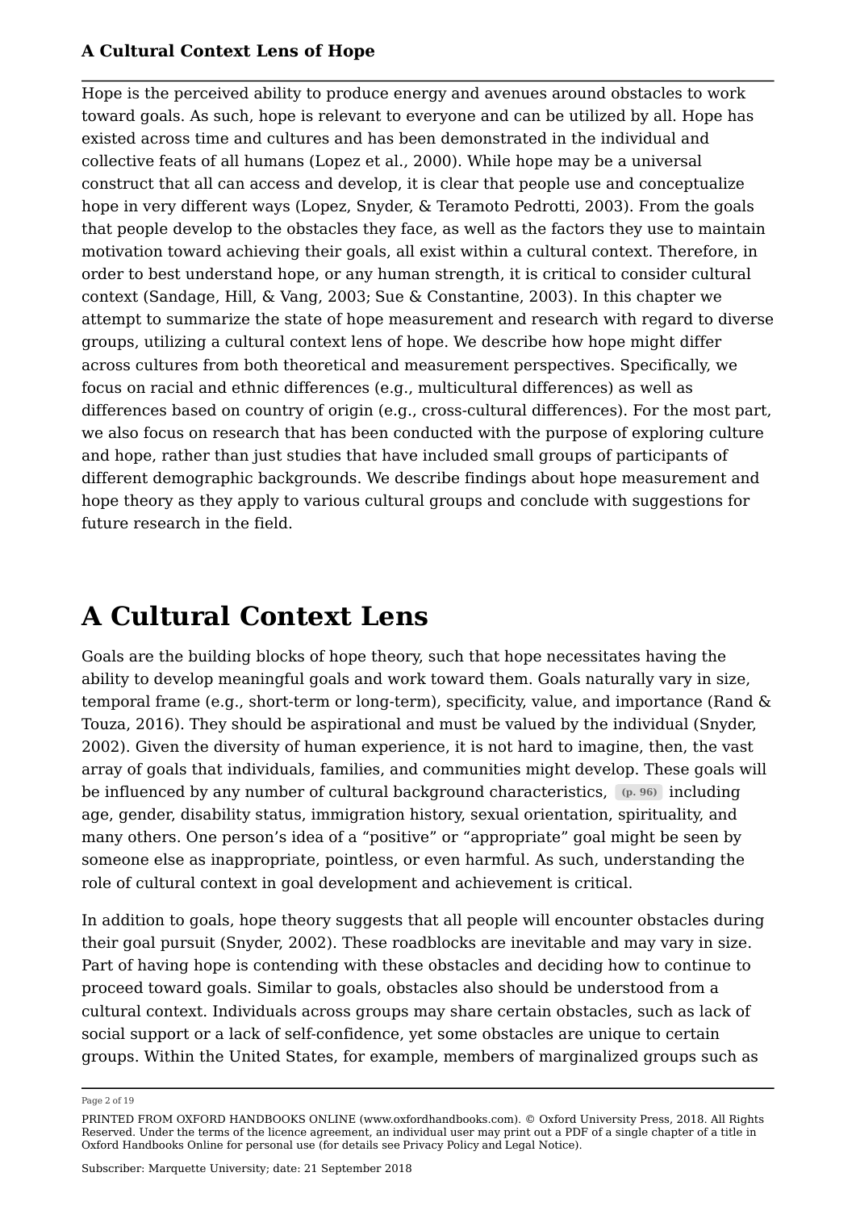## A Cultural Context Lens of Hope

Hope is the perceived ability to produce energy and avenues around obstacles to work toward goals. As such, hope is relevant to everyone and can be utilized by all. Hope has existed across time and cultures and has been demonstrated in the individual and collective feats of all humans (Lopez et al., 2000). While hope may be a universal construct that all can access and develop, it is clear that people use and conceptualize hope in very different ways (Lopez, Snyder, & Teramoto Pedrotti, 2003). From the goals that people develop to the obstacles they face, as well as the factors they use to maintain motivation toward achieving their goals, all exist within a cultural context. Therefore, in order to best understand hope, or any human strength, it is critical to consider cultural context (Sandage, Hill, & Vang, 2003; Sue & Constantine, 2003). In this chapter we attempt to summarize the state of hope measurement and research with regard to diverse groups, utilizing a cultural context lens of hope. We describe how hope might differ across cultures from both theoretical and measurement perspectives. Specifically, we focus on racial and ethnic differences (e.g., multicultural differences) as well as differences based on country of origin (e.g., cross-cultural differences). For the most part, we also focus on research that has been conducted with the purpose of exploring culture and hope, rather than just studies that have included small groups of participants of different demographic backgrounds. We describe findings about hope measurement and hope theory as they apply to various cultural groups and conclude with suggestions for future research in the field.

# A Cultural Context Lens

Goals are the building blocks of hope theory, such that hope necessitates having the ability to develop meaningful goals and work toward them. Goals naturally vary in size, temporal frame (e.g., short-term or long-term), specificity, value, and importance (Rand & Touza, 2016). They should be aspirational and must be valued by the individual (Snyder, 2002). Given the diversity of human experience, it is not hard to imagine, then, the vast array of goals that individuals, families, and communities might develop. These goals will be influenced by any number of cultural background characteristics, (p. 96) including age, gender, disability status, immigration history, sexual orientation, spirituality, and many others. One person's idea of a "positive" or "appropriate" goal might be seen by someone else as inappropriate, pointless, or even harmful. As such, understanding the role of cultural context in goal development and achievement is critical.

In addition to goals, hope theory suggests that all people will encounter obstacles during their goal pursuit (Snyder, 2002). These roadblocks are inevitable and may vary in size. Part of having hope is contending with these obstacles and deciding how to continue to proceed toward goals. Similar to goals, obstacles also should be understood from a cultural context. Individuals across groups may share certain obstacles, such as lack of social support or a lack of self-confidence, yet some obstacles are unique to certain groups. Within the United States, for example, members of marginalized groups such as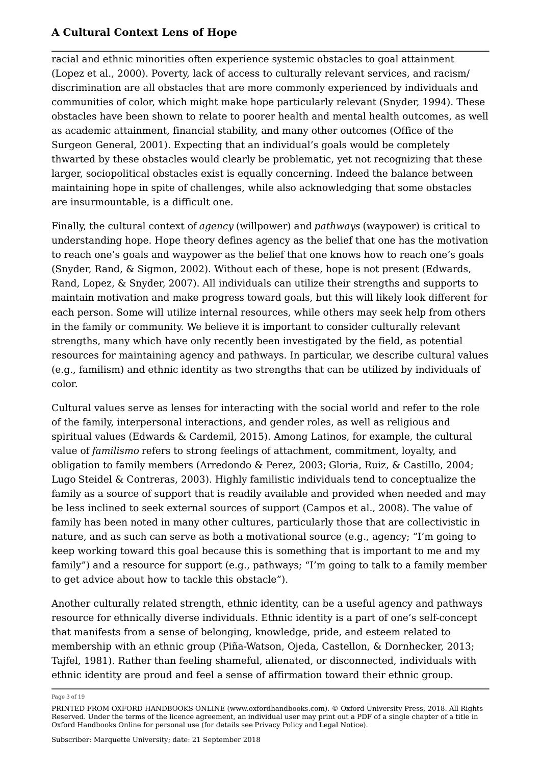racial and ethnic minorities often experience systemic obstacles to goal attainment (Lopez et al., 2000). Poverty, lack of access to culturally relevant services, and racism/discrimination are all obstacles that are more commonly experienced by individuals and communities of color, which might make hope particularly relevant (Snyder, 1994). These obstacles have been shown to relate to poorer health and mental health outcomes, as well as academic attainment, financial stability, and many other outcomes (Office of the Surgeon General, 2001). Expecting that an individual's goals would be completely thwarted by these obstacles would clearly be problematic, yet not recognizing that these larger, sociopolitical obstacles exist is equally concerning. Indeed the balance between maintaining hope in spite of challenges, while also acknowledging that some obstacles are insurmountable, is a difficult one.

Finally, the cultural context of *agency* (willpower) and *pathways* (waypower) is critical to understanding hope. Hope theory defines agency as the belief that one has the motivation to reach one's goals and waypower as the belief that one knows how to reach one's goals (Snyder, Rand, & Sigmon, 2002). Without each of these, hope is not present (Edwards, Rand, Lopez, & Snyder, 2007). All individuals can utilize their strengths and supports to maintain motivation and make progress toward goals, but this will likely look different for each person. Some will utilize internal resources, while others may seek help from others in the family or community. We believe it is important to consider culturally relevant strengths, many which have only recently been investigated by the field, as potential resources for maintaining agency and pathways. In particular, we describe cultural values (e.g., familism) and ethnic identity as two strengths that can be utilized by individuals of color.

Cultural values serve as lenses for interacting with the social world and refer to the role of the family, interpersonal interactions, and gender roles, as well as religious and spiritual values (Edwards & Cardemil, 2015). Among Latinos, for example, the cultural value of *familismo* refers to strong feelings of attachment, commitment, loyalty, and obligation to family members (Arredondo & Perez, 2003; Gloria, Ruiz, & Castillo, 2004; Lugo Steidel & Contreras, 2003). Highly familistic individuals tend to conceptualize the family as a source of support that is readily available and provided when needed and may be less inclined to seek external sources of support (Campos et al., 2008). The value of family has been noted in many other cultures, particularly those that are collectivistic in nature, and as such can serve as both a motivational source (e.g., agency; "I'm going to keep working toward this goal because this is something that is important to me and my family") and a resource for support (e.g., pathways; "I'm going to talk to a family member to get advice about how to tackle this obstacle").

Another culturally related strength, ethnic identity, can be a useful agency and pathways resource for ethnically diverse individuals. Ethnic identity is a part of one's self-concept that manifests from a sense of belonging, knowledge, pride, and esteem related to membership with an ethnic group (Piña-Watson, Ojeda, Castellon, & Dornhecker, 2013; Tajfel, 1981). Rather than feeling shameful, alienated, or disconnected, individuals with ethnic identity are proud and feel a sense of affirmation toward their ethnic group.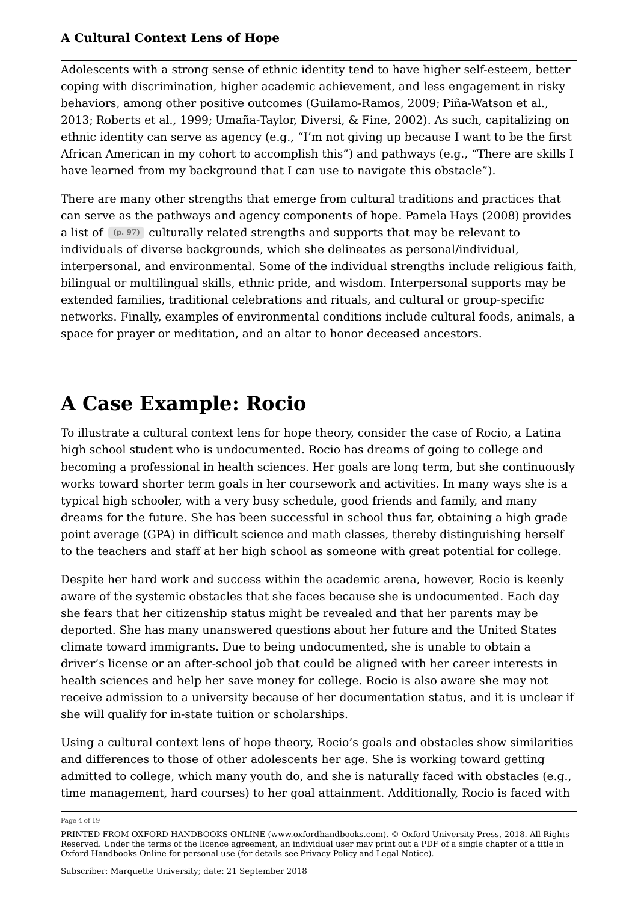Adolescents with a strong sense of ethnic identity tend to have higher self-esteem, better coping with discrimination, higher academic achievement, and less engagement in risky behaviors, among other positive outcomes (Guilamo-Ramos, 2009; Piña-Watson et al., 2013; Roberts et al., 1999; Umaña-Taylor, Diversi, & Fine, 2002). As such, capitalizing on ethnic identity can serve as agency (e.g., "I'm not giving up because I want to be the first African American in my cohort to accomplish this") and pathways (e.g., "There are skills I have learned from my background that I can use to navigate this obstacle").

There are many other strengths that emerge from cultural traditions and practices that can serve as the pathways and agency components of hope. Pamela Hays (2008) provides a list of (p. 97) culturally related strengths and supports that may be relevant to individuals of diverse backgrounds, which she delineates as personal/individual, interpersonal, and environmental. Some of the individual strengths include religious faith, bilingual or multilingual skills, ethnic pride, and wisdom. Interpersonal supports may be extended families, traditional celebrations and rituals, and cultural or group-specific networks. Finally, examples of environmental conditions include cultural foods, animals, a space for prayer or meditation, and an altar to honor deceased ancestors.

# A Case Example: Rocio

To illustrate a cultural context lens for hope theory, consider the case of Rocio, a Latina high school student who is undocumented. Rocio has dreams of going to college and becoming a professional in health sciences. Her goals are long term, but she continuously works toward shorter term goals in her coursework and activities. In many ways she is a typical high schooler, with a very busy schedule, good friends and family, and many dreams for the future. She has been successful in school thus far, obtaining a high grade point average (GPA) in difficult science and math classes, thereby distinguishing herself to the teachers and staff at her high school as someone with great potential for college.

Despite her hard work and success within the academic arena, however, Rocio is keenly aware of the systemic obstacles that she faces because she is undocumented. Each day she fears that her citizenship status might be revealed and that her parents may be deported. She has many unanswered questions about her future and the United States climate toward immigrants. Due to being undocumented, she is unable to obtain a driver's license or an after-school job that could be aligned with her career interests in health sciences and help her save money for college. Rocio is also aware she may not receive admission to a university because of her documentation status, and it is unclear if she will qualify for in-state tuition or scholarships.

Using a cultural context lens of hope theory, Rocio's goals and obstacles show similarities and differences to those of other adolescents her age. She is working toward getting admitted to college, which many youth do, and she is naturally faced with obstacles (e.g., time management, hard courses) to her goal attainment. Additionally, Rocio is faced with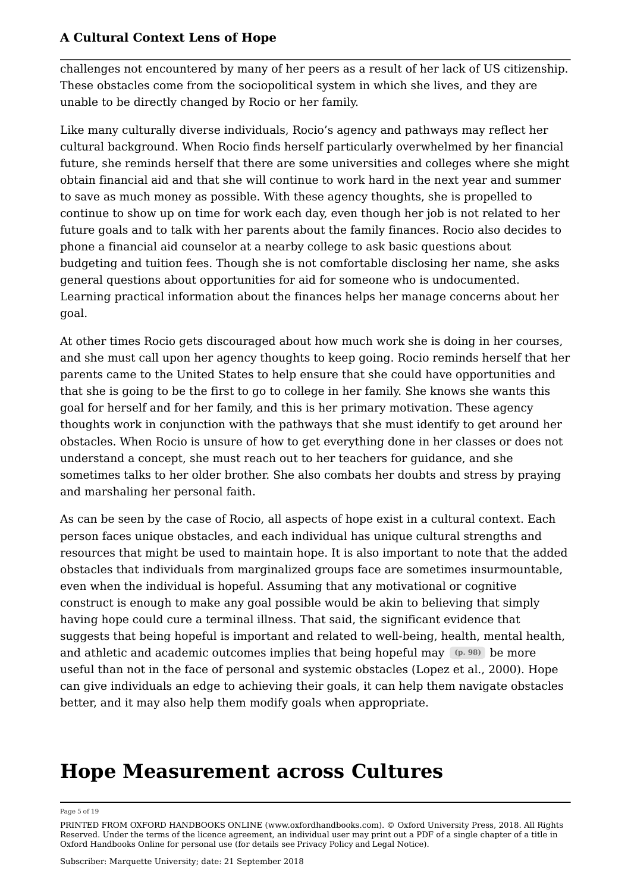challenges not encountered by many of her peers as a result of her lack of US citizenship. These obstacles come from the sociopolitical system in which she lives, and they are unable to be directly changed by Rocio or her family.

Like many culturally diverse individuals, Rocio's agency and pathways may reflect her cultural background. When Rocio finds herself particularly overwhelmed by her financial future, she reminds herself that there are some universities and colleges where she might obtain financial aid and that she will continue to work hard in the next year and summer to save as much money as possible. With these agency thoughts, she is propelled to continue to show up on time for work each day, even though her job is not related to her future goals and to talk with her parents about the family finances. Rocio also decides to phone a financial aid counselor at a nearby college to ask basic questions about budgeting and tuition fees. Though she is not comfortable disclosing her name, she asks general questions about opportunities for aid for someone who is undocumented. Learning practical information about the finances helps her manage concerns about her goal.

At other times Rocio gets discouraged about how much work she is doing in her courses, and she must call upon her agency thoughts to keep going. Rocio reminds herself that her parents came to the United States to help ensure that she could have opportunities and that she is going to be the first to go to college in her family. She knows she wants this goal for herself and for her family, and this is her primary motivation. These agency thoughts work in conjunction with the pathways that she must identify to get around her obstacles. When Rocio is unsure of how to get everything done in her classes or does not understand a concept, she must reach out to her teachers for guidance, and she sometimes talks to her older brother. She also combats her doubts and stress by praying and marshaling her personal faith.

As can be seen by the case of Rocio, all aspects of hope exist in a cultural context. Each person faces unique obstacles, and each individual has unique cultural strengths and resources that might be used to maintain hope. It is also important to note that the added obstacles that individuals from marginalized groups face are sometimes insurmountable, even when the individual is hopeful. Assuming that any motivational or cognitive construct is enough to make any goal possible would be akin to believing that simply having hope could cure a terminal illness. That said, the significant evidence that suggests that being hopeful is important and related to well-being, health, mental health, and athletic and academic outcomes implies that being hopeful may (p. 98) be more useful than not in the face of personal and systemic obstacles (Lopez et al., 2000). Hope can give individuals an edge to achieving their goals, it can help them navigate obstacles better, and it may also help them modify goals when appropriate.

# Hope Measurement across Cultures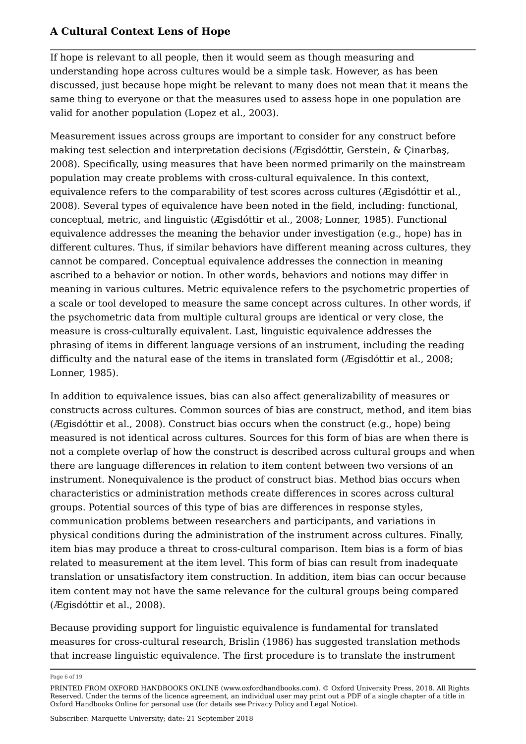If hope is relevant to all people, then it would seem as though measuring and understanding hope across cultures would be a simple task. However, as has been discussed, just because hope might be relevant to many does not mean that it means the same thing to everyone or that the measures used to assess hope in one population are valid for another population (Lopez et al., 2003).

Measurement issues across groups are important to consider for any construct before making test selection and interpretation decisions (Ægisdóttir, Gerstein, & Çinarbaş, 2008). Specifically, using measures that have been normed primarily on the mainstream population may create problems with cross-cultural equivalence. In this context, equivalence refers to the comparability of test scores across cultures (Ægisdóttir et al., 2008). Several types of equivalence have been noted in the field, including: functional, conceptual, metric, and linguistic (Ægisdóttir et al., 2008; Lonner, 1985). Functional equivalence addresses the meaning the behavior under investigation (e.g., hope) has in different cultures. Thus, if similar behaviors have different meaning across cultures, they cannot be compared. Conceptual equivalence addresses the connection in meaning ascribed to a behavior or notion. In other words, behaviors and notions may differ in meaning in various cultures. Metric equivalence refers to the psychometric properties of a scale or tool developed to measure the same concept across cultures. In other words, if the psychometric data from multiple cultural groups are identical or very close, the measure is cross-culturally equivalent. Last, linguistic equivalence addresses the phrasing of items in different language versions of an instrument, including the reading difficulty and the natural ease of the items in translated form (Ægisdóttir et al., 2008; Lonner, 1985).

In addition to equivalence issues, bias can also affect generalizability of measures or constructs across cultures. Common sources of bias are construct, method, and item bias (Ægisdóttir et al., 2008). Construct bias occurs when the construct (e.g., hope) being measured is not identical across cultures. Sources for this form of bias are when there is not a complete overlap of how the construct is described across cultural groups and when there are language differences in relation to item content between two versions of an instrument. Nonequivalence is the product of construct bias. Method bias occurs when characteristics or administration methods create differences in scores across cultural groups. Potential sources of this type of bias are differences in response styles, communication problems between researchers and participants, and variations in physical conditions during the administration of the instrument across cultures. Finally, item bias may produce a threat to cross-cultural comparison. Item bias is a form of bias related to measurement at the item level. This form of bias can result from inadequate translation or unsatisfactory item construction. In addition, item bias can occur because item content may not have the same relevance for the cultural groups being compared (Ægisdóttir et al., 2008).

Because providing support for linguistic equivalence is fundamental for translated measures for cross-cultural research, Brislin (1986) has suggested translation methods that increase linguistic equivalence. The first procedure is to translate the instrument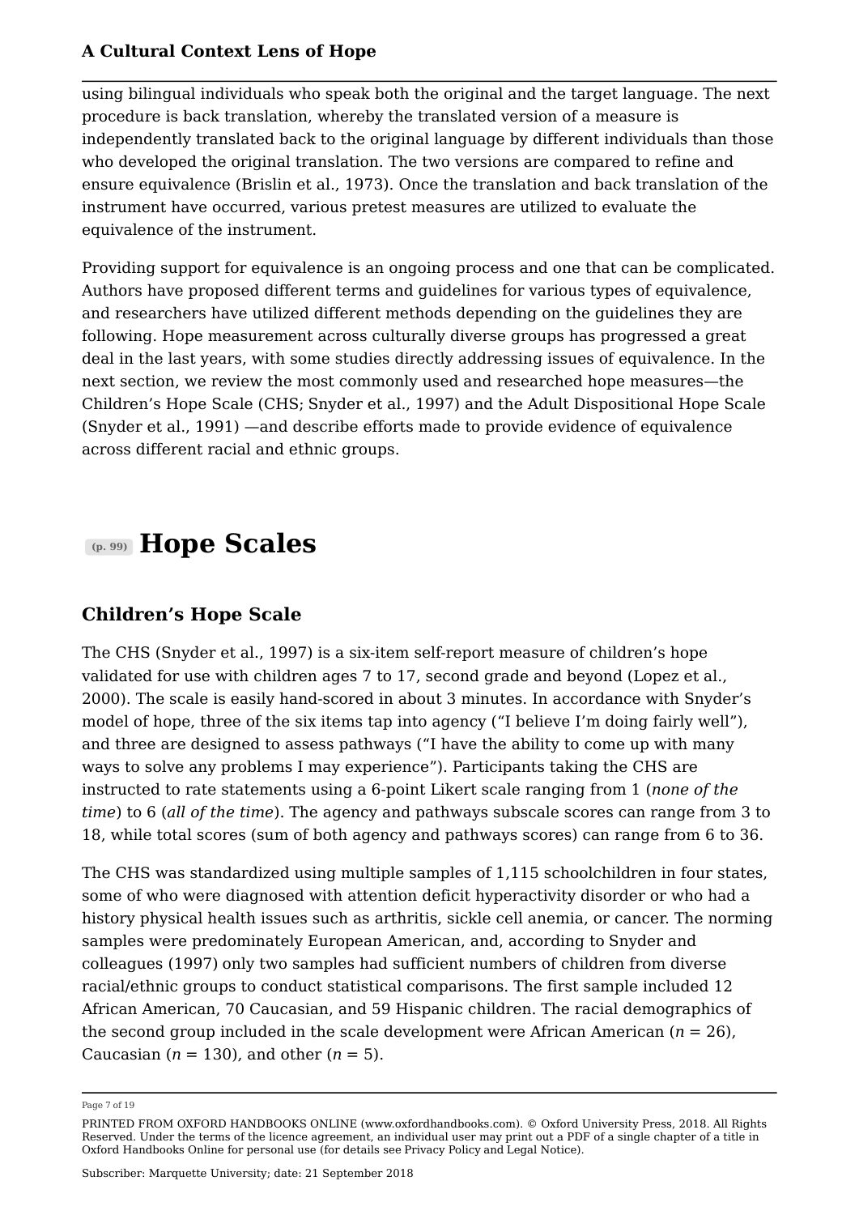using bilingual individuals who speak both the original and the target language. The next procedure is back translation, whereby the translated version of a measure is independently translated back to the original language by different individuals than those who developed the original translation. The two versions are compared to refine and ensure equivalence (Brislin et al., 1973). Once the translation and back translation of the instrument have occurred, various pretest measures are utilized to evaluate the equivalence of the instrument.

Providing support for equivalence is an ongoing process and one that can be complicated. Authors have proposed different terms and guidelines for various types of equivalence, and researchers have utilized different methods depending on the guidelines they are following. Hope measurement across culturally diverse groups has progressed a great deal in the last years, with some studies directly addressing issues of equivalence. In the next section, we review the most commonly used and researched hope measures—the Children's Hope Scale (CHS; Snyder et al., 1997) and the Adult Dispositional Hope Scale (Snyder et al., 1991) —and describe efforts made to provide evidence of equivalence across different racial and ethnic groups.

# (p. 99) Hope Scales

## Children's Hope Scale

The CHS (Snyder et al., 1997) is a six-item self-report measure of children's hope validated for use with children ages 7 to 17, second grade and beyond (Lopez et al., 2000). The scale is easily hand-scored in about 3 minutes. In accordance with Snyder's model of hope, three of the six items tap into agency ("I believe I'm doing fairly well"), and three are designed to assess pathways ("I have the ability to come up with many ways to solve any problems I may experience"). Participants taking the CHS are instructed to rate statements using a 6-point Likert scale ranging from 1 (*none of the time*) to 6 (*all of the time*). The agency and pathways subscale scores can range from 3 to 18, while total scores (sum of both agency and pathways scores) can range from 6 to 36.

The CHS was standardized using multiple samples of 1,115 schoolchildren in four states, some of who were diagnosed with attention deficit hyperactivity disorder or who had a history physical health issues such as arthritis, sickle cell anemia, or cancer. The norming samples were predominately European American, and, according to Snyder and colleagues (1997) only two samples had sufficient numbers of children from diverse racial/ethnic groups to conduct statistical comparisons. The first sample included 12 African American, 70 Caucasian, and 59 Hispanic children. The racial demographics of the second group included in the scale development were African American ($n$ = 26), Caucasian ($n$ = 130), and other ($n$ = 5).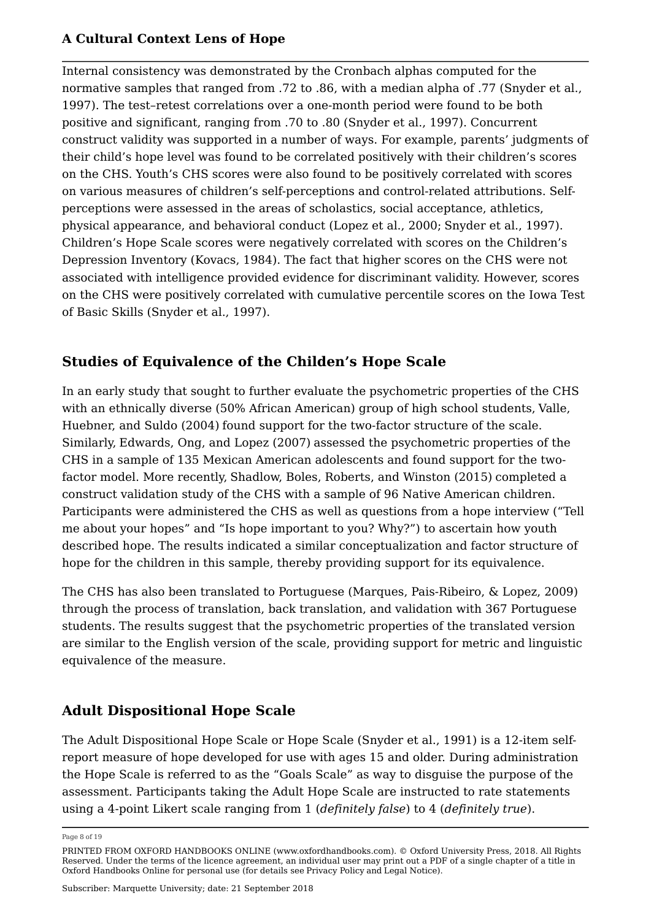Internal consistency was demonstrated by the Cronbach alphas computed for the normative samples that ranged from .72 to .86, with a median alpha of .77 (Snyder et al., 1997). The test–retest correlations over a one-month period were found to be both positive and significant, ranging from .70 to .80 (Snyder et al., 1997). Concurrent construct validity was supported in a number of ways. For example, parents' judgments of their child's hope level was found to be correlated positively with their children's scores on the CHS. Youth's CHS scores were also found to be positively correlated with scores on various measures of children's self-perceptions and control-related attributions. Self-perceptions were assessed in the areas of scholastics, social acceptance, athletics, physical appearance, and behavioral conduct (Lopez et al., 2000; Snyder et al., 1997). Children's Hope Scale scores were negatively correlated with scores on the Children's Depression Inventory (Kovacs, 1984). The fact that higher scores on the CHS were not associated with intelligence provided evidence for discriminant validity. However, scores on the CHS were positively correlated with cumulative percentile scores on the Iowa Test of Basic Skills (Snyder et al., 1997).

## Studies of Equivalence of the Childen's Hope Scale

In an early study that sought to further evaluate the psychometric properties of the CHS with an ethnically diverse (50% African American) group of high school students, Valle, Huebner, and Suldo (2004) found support for the two-factor structure of the scale. Similarly, Edwards, Ong, and Lopez (2007) assessed the psychometric properties of the CHS in a sample of 135 Mexican American adolescents and found support for the two-factor model. More recently, Shadlow, Boles, Roberts, and Winston (2015) completed a construct validation study of the CHS with a sample of 96 Native American children. Participants were administered the CHS as well as questions from a hope interview ("Tell me about your hopes" and "Is hope important to you? Why?") to ascertain how youth described hope. The results indicated a similar conceptualization and factor structure of hope for the children in this sample, thereby providing support for its equivalence.

The CHS has also been translated to Portuguese (Marques, Pais-Ribeiro, & Lopez, 2009) through the process of translation, back translation, and validation with 367 Portuguese students. The results suggest that the psychometric properties of the translated version are similar to the English version of the scale, providing support for metric and linguistic equivalence of the measure.

## Adult Dispositional Hope Scale

The Adult Dispositional Hope Scale or Hope Scale (Snyder et al., 1991) is a 12-item self-report measure of hope developed for use with ages 15 and older. During administration the Hope Scale is referred to as the "Goals Scale" as way to disguise the purpose of the assessment. Participants taking the Adult Hope Scale are instructed to rate statements using a 4-point Likert scale ranging from 1 (*definitely false*) to 4 (*definitely true*).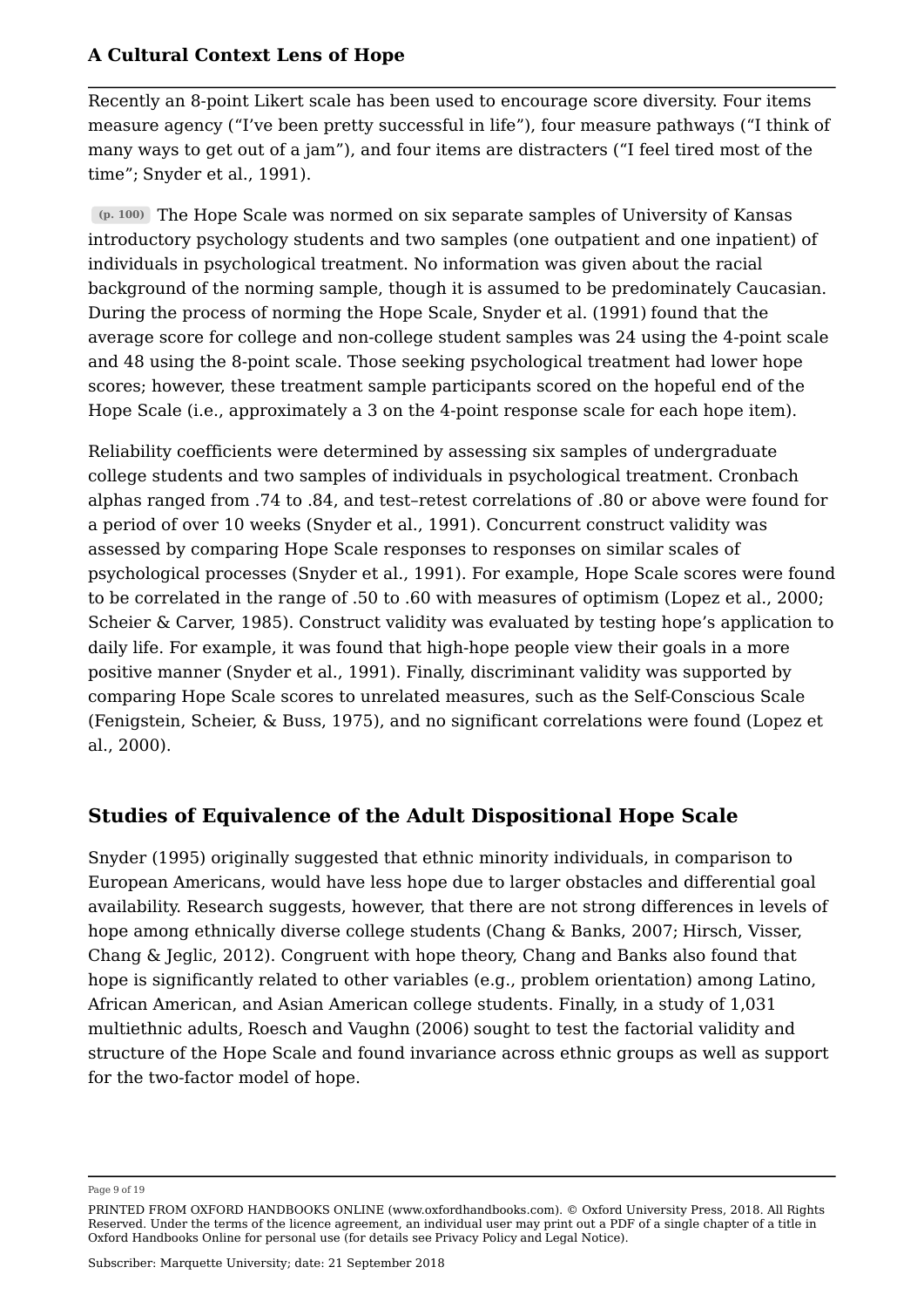Recently an 8-point Likert scale has been used to encourage score diversity. Four items measure agency ("I've been pretty successful in life"), four measure pathways ("I think of many ways to get out of a jam"), and four items are distracters ("I feel tired most of the time"; Snyder et al., 1991).

(p. 100) The Hope Scale was normed on six separate samples of University of Kansas introductory psychology students and two samples (one outpatient and one inpatient) of individuals in psychological treatment. No information was given about the racial background of the norming sample, though it is assumed to be predominately Caucasian. During the process of norming the Hope Scale, Snyder et al. (1991) found that the average score for college and non-college student samples was 24 using the 4-point scale and 48 using the 8-point scale. Those seeking psychological treatment had lower hope scores; however, these treatment sample participants scored on the hopeful end of the Hope Scale (i.e., approximately a 3 on the 4-point response scale for each hope item).

Reliability coefficients were determined by assessing six samples of undergraduate college students and two samples of individuals in psychological treatment. Cronbach alphas ranged from .74 to .84, and test–retest correlations of .80 or above were found for a period of over 10 weeks (Snyder et al., 1991). Concurrent construct validity was assessed by comparing Hope Scale responses to responses on similar scales of psychological processes (Snyder et al., 1991). For example, Hope Scale scores were found to be correlated in the range of .50 to .60 with measures of optimism (Lopez et al., 2000; Scheier & Carver, 1985). Construct validity was evaluated by testing hope's application to daily life. For example, it was found that high-hope people view their goals in a more positive manner (Snyder et al., 1991). Finally, discriminant validity was supported by comparing Hope Scale scores to unrelated measures, such as the Self-Conscious Scale (Fenigstein, Scheier, & Buss, 1975), and no significant correlations were found (Lopez et al., 2000).

## Studies of Equivalence of the Adult Dispositional Hope Scale

Snyder (1995) originally suggested that ethnic minority individuals, in comparison to European Americans, would have less hope due to larger obstacles and differential goal availability. Research suggests, however, that there are not strong differences in levels of hope among ethnically diverse college students (Chang & Banks, 2007; Hirsch, Visser, Chang & Jeglic, 2012). Congruent with hope theory, Chang and Banks also found that hope is significantly related to other variables (e.g., problem orientation) among Latino, African American, and Asian American college students. Finally, in a study of 1,031 multiethnic adults, Roesch and Vaughn (2006) sought to test the factorial validity and structure of the Hope Scale and found invariance across ethnic groups as well as support for the two-factor model of hope.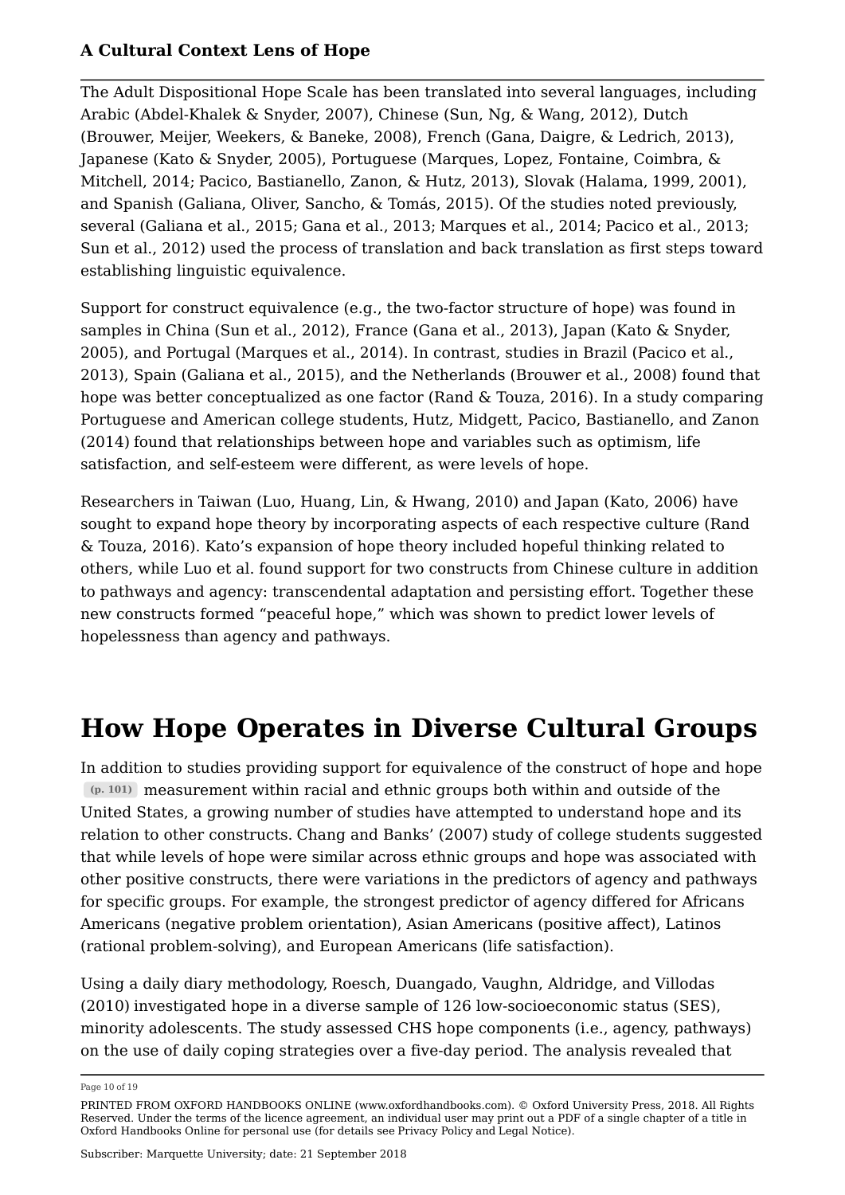The Adult Dispositional Hope Scale has been translated into several languages, including Arabic (Abdel-Khalek & Snyder, 2007), Chinese (Sun, Ng, & Wang, 2012), Dutch (Brouwer, Meijer, Weekers, & Baneke, 2008), French (Gana, Daigre, & Ledrich, 2013), Japanese (Kato & Snyder, 2005), Portuguese (Marques, Lopez, Fontaine, Coimbra, & Mitchell, 2014; Pacico, Bastianello, Zanon, & Hutz, 2013), Slovak (Halama, 1999, 2001), and Spanish (Galiana, Oliver, Sancho, & Tomás, 2015). Of the studies noted previously, several (Galiana et al., 2015; Gana et al., 2013; Marques et al., 2014; Pacico et al., 2013; Sun et al., 2012) used the process of translation and back translation as first steps toward establishing linguistic equivalence.

Support for construct equivalence (e.g., the two-factor structure of hope) was found in samples in China (Sun et al., 2012), France (Gana et al., 2013), Japan (Kato & Snyder, 2005), and Portugal (Marques et al., 2014). In contrast, studies in Brazil (Pacico et al., 2013), Spain (Galiana et al., 2015), and the Netherlands (Brouwer et al., 2008) found that hope was better conceptualized as one factor (Rand & Touza, 2016). In a study comparing Portuguese and American college students, Hutz, Midgett, Pacico, Bastianello, and Zanon (2014) found that relationships between hope and variables such as optimism, life satisfaction, and self-esteem were different, as were levels of hope.

Researchers in Taiwan (Luo, Huang, Lin, & Hwang, 2010) and Japan (Kato, 2006) have sought to expand hope theory by incorporating aspects of each respective culture (Rand & Touza, 2016). Kato's expansion of hope theory included hopeful thinking related to others, while Luo et al. found support for two constructs from Chinese culture in addition to pathways and agency: transcendental adaptation and persisting effort. Together these new constructs formed "peaceful hope," which was shown to predict lower levels of hopelessness than agency and pathways.

# How Hope Operates in Diverse Cultural Groups

In addition to studies providing support for equivalence of the construct of hope and hope (p. 101) measurement within racial and ethnic groups both within and outside of the United States, a growing number of studies have attempted to understand hope and its relation to other constructs. Chang and Banks' (2007) study of college students suggested that while levels of hope were similar across ethnic groups and hope was associated with other positive constructs, there were variations in the predictors of agency and pathways for specific groups. For example, the strongest predictor of agency differed for Africans Americans (negative problem orientation), Asian Americans (positive affect), Latinos (rational problem-solving), and European Americans (life satisfaction).

Using a daily diary methodology, Roesch, Duangado, Vaughn, Aldridge, and Villodas (2010) investigated hope in a diverse sample of 126 low-socioeconomic status (SES), minority adolescents. The study assessed CHS hope components (i.e., agency, pathways) on the use of daily coping strategies over a five-day period. The analysis revealed that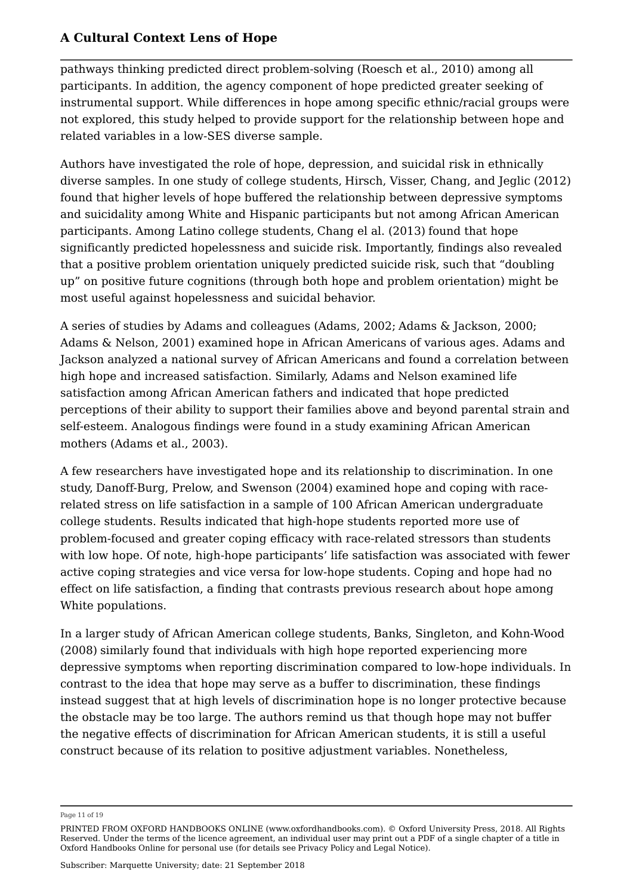pathways thinking predicted direct problem-solving (Roesch et al., 2010) among all participants. In addition, the agency component of hope predicted greater seeking of instrumental support. While differences in hope among specific ethnic/racial groups were not explored, this study helped to provide support for the relationship between hope and related variables in a low-SES diverse sample.

Authors have investigated the role of hope, depression, and suicidal risk in ethnically diverse samples. In one study of college students, Hirsch, Visser, Chang, and Jeglic (2012) found that higher levels of hope buffered the relationship between depressive symptoms and suicidality among White and Hispanic participants but not among African American participants. Among Latino college students, Chang el al. (2013) found that hope significantly predicted hopelessness and suicide risk. Importantly, findings also revealed that a positive problem orientation uniquely predicted suicide risk, such that "doubling up" on positive future cognitions (through both hope and problem orientation) might be most useful against hopelessness and suicidal behavior.

A series of studies by Adams and colleagues (Adams, 2002; Adams & Jackson, 2000; Adams & Nelson, 2001) examined hope in African Americans of various ages. Adams and Jackson analyzed a national survey of African Americans and found a correlation between high hope and increased satisfaction. Similarly, Adams and Nelson examined life satisfaction among African American fathers and indicated that hope predicted perceptions of their ability to support their families above and beyond parental strain and self-esteem. Analogous findings were found in a study examining African American mothers (Adams et al., 2003).

A few researchers have investigated hope and its relationship to discrimination. In one study, Danoff-Burg, Prelow, and Swenson (2004) examined hope and coping with race-related stress on life satisfaction in a sample of 100 African American undergraduate college students. Results indicated that high-hope students reported more use of problem-focused and greater coping efficacy with race-related stressors than students with low hope. Of note, high-hope participants' life satisfaction was associated with fewer active coping strategies and vice versa for low-hope students. Coping and hope had no effect on life satisfaction, a finding that contrasts previous research about hope among White populations.

In a larger study of African American college students, Banks, Singleton, and Kohn-Wood (2008) similarly found that individuals with high hope reported experiencing more depressive symptoms when reporting discrimination compared to low-hope individuals. In contrast to the idea that hope may serve as a buffer to discrimination, these findings instead suggest that at high levels of discrimination hope is no longer protective because the obstacle may be too large. The authors remind us that though hope may not buffer the negative effects of discrimination for African American students, it is still a useful construct because of its relation to positive adjustment variables. Nonetheless,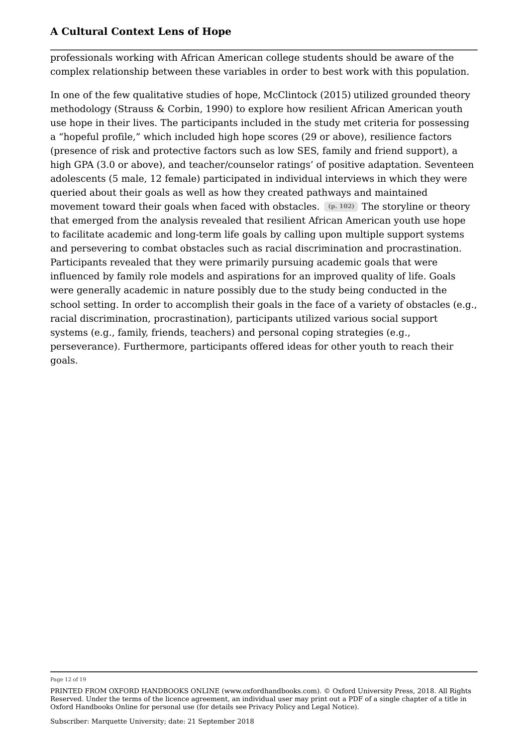professionals working with African American college students should be aware of the complex relationship between these variables in order to best work with this population.

In one of the few qualitative studies of hope, McClintock (2015) utilized grounded theory methodology (Strauss & Corbin, 1990) to explore how resilient African American youth use hope in their lives. The participants included in the study met criteria for possessing a “hopeful profile,” which included high hope scores (29 or above), resilience factors (presence of risk and protective factors such as low SES, family and friend support), a high GPA (3.0 or above), and teacher/counselor ratings’ of positive adaptation. Seventeen adolescents (5 male, 12 female) participated in individual interviews in which they were queried about their goals as well as how they created pathways and maintained movement toward their goals when faced with obstacles. (p. 102) The storyline or theory that emerged from the analysis revealed that resilient African American youth use hope to facilitate academic and long-term life goals by calling upon multiple support systems and persevering to combat obstacles such as racial discrimination and procrastination. Participants revealed that they were primarily pursuing academic goals that were influenced by family role models and aspirations for an improved quality of life. Goals were generally academic in nature possibly due to the study being conducted in the school setting. In order to accomplish their goals in the face of a variety of obstacles (e.g., racial discrimination, procrastination), participants utilized various social support systems (e.g., family, friends, teachers) and personal coping strategies (e.g., perseverance). Furthermore, participants offered ideas for other youth to reach their goals.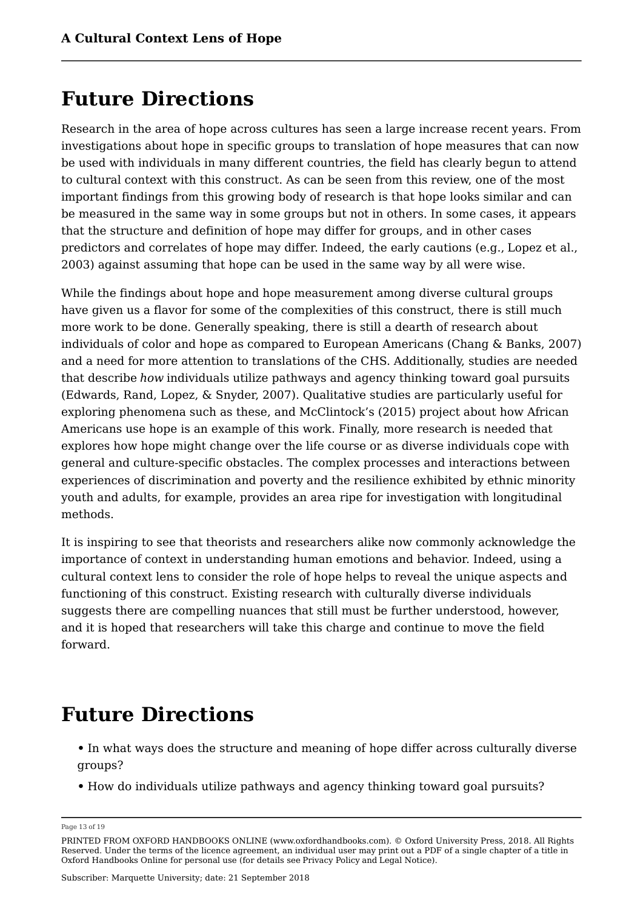## Future Directions

Research in the area of hope across cultures has seen a large increase recent years. From investigations about hope in specific groups to translation of hope measures that can now be used with individuals in many different countries, the field has clearly begun to attend to cultural context with this construct. As can be seen from this review, one of the most important findings from this growing body of research is that hope looks similar and can be measured in the same way in some groups but not in others. In some cases, it appears that the structure and definition of hope may differ for groups, and in other cases predictors and correlates of hope may differ. Indeed, the early cautions (e.g., Lopez et al., 2003) against assuming that hope can be used in the same way by all were wise.

While the findings about hope and hope measurement among diverse cultural groups have given us a flavor for some of the complexities of this construct, there is still much more work to be done. Generally speaking, there is still a dearth of research about individuals of color and hope as compared to European Americans (Chang & Banks, 2007) and a need for more attention to translations of the CHS. Additionally, studies are needed that describe *how* individuals utilize pathways and agency thinking toward goal pursuits (Edwards, Rand, Lopez, & Snyder, 2007). Qualitative studies are particularly useful for exploring phenomena such as these, and McClintock's (2015) project about how African Americans use hope is an example of this work. Finally, more research is needed that explores how hope might change over the life course or as diverse individuals cope with general and culture-specific obstacles. The complex processes and interactions between experiences of discrimination and poverty and the resilience exhibited by ethnic minority youth and adults, for example, provides an area ripe for investigation with longitudinal methods.

It is inspiring to see that theorists and researchers alike now commonly acknowledge the importance of context in understanding human emotions and behavior. Indeed, using a cultural context lens to consider the role of hope helps to reveal the unique aspects and functioning of this construct. Existing research with culturally diverse individuals suggests there are compelling nuances that still must be further understood, however, and it is hoped that researchers will take this charge and continue to move the field forward.

## Future Directions

- In what ways does the structure and meaning of hope differ across culturally diverse groups?
- How do individuals utilize pathways and agency thinking toward goal pursuits?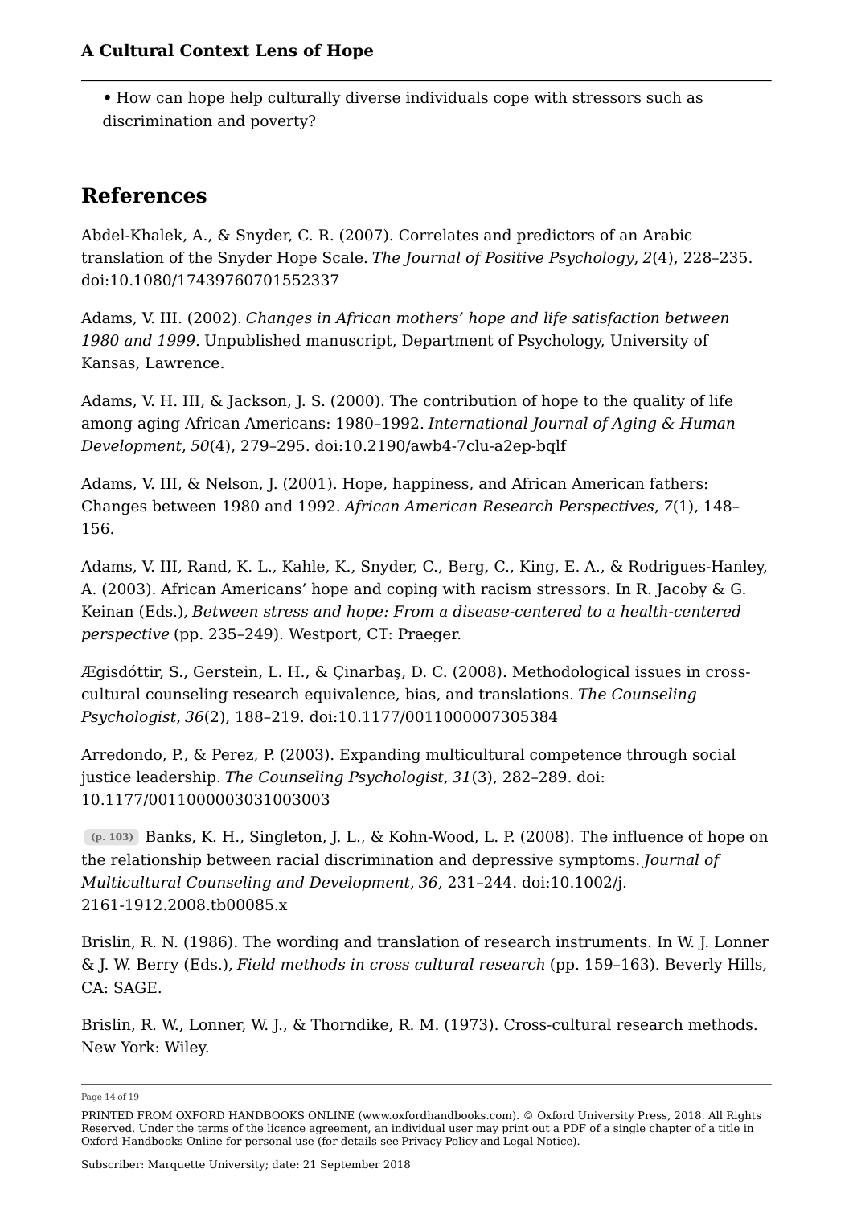- How can hope help culturally diverse individuals cope with stressors such as discrimination and poverty?

## References

Abdel-Khalek, A., & Snyder, C. R. (2007). Correlates and predictors of an Arabic translation of the Snyder Hope Scale. *The Journal of Positive Psychology*, *2*(4), 228–235. doi:10.1080/17439760701552337

Adams, V. III. (2002). *Changes in African mothers' hope and life satisfaction between 1980 and 1999*. Unpublished manuscript, Department of Psychology, University of Kansas, Lawrence.

Adams, V. H. III, & Jackson, J. S. (2000). The contribution of hope to the quality of life among aging African Americans: 1980–1992. *International Journal of Aging & Human Development*, *50*(4), 279–295. doi:10.2190/awb4-7clu-a2ep-bqlf

Adams, V. III, & Nelson, J. (2001). Hope, happiness, and African American fathers: Changes between 1980 and 1992. *African American Research Perspectives*, *7*(1), 148–156.

Adams, V. III, Rand, K. L., Kahle, K., Snyder, C., Berg, C., King, E. A., & Rodrigues-Hanley, A. (2003). African Americans' hope and coping with racism stressors. In R. Jacoby & G. Keinan (Eds.), *Between stress and hope: From a disease-centered to a health-centered perspective* (pp. 235–249). Westport, CT: Praeger.

Ægisdóttir, S., Gerstein, L. H., & Çinarbaş, D. C. (2008). Methodological issues in cross-cultural counseling research equivalence, bias, and translations. *The Counseling Psychologist*, *36*(2), 188–219. doi:10.1177/0011000007305384

Arredondo, P., & Perez, P. (2003). Expanding multicultural competence through social justice leadership. *The Counseling Psychologist*, *31*(3), 282–289. doi: 10.1177/0011000003031003003

(p. 103) Banks, K. H., Singleton, J. L., & Kohn-Wood, L. P. (2008). The influence of hope on the relationship between racial discrimination and depressive symptoms. *Journal of Multicultural Counseling and Development*, *36*, 231–244. doi:10.1002/j.2161-1912.2008.tb00085.x

Brislin, R. N. (1986). The wording and translation of research instruments. In W. J. Lonner & J. W. Berry (Eds.), *Field methods in cross cultural research* (pp. 159–163). Beverly Hills, CA: SAGE.

Brislin, R. W., Lonner, W. J., & Thorndike, R. M. (1973). Cross-cultural research methods. New York: Wiley.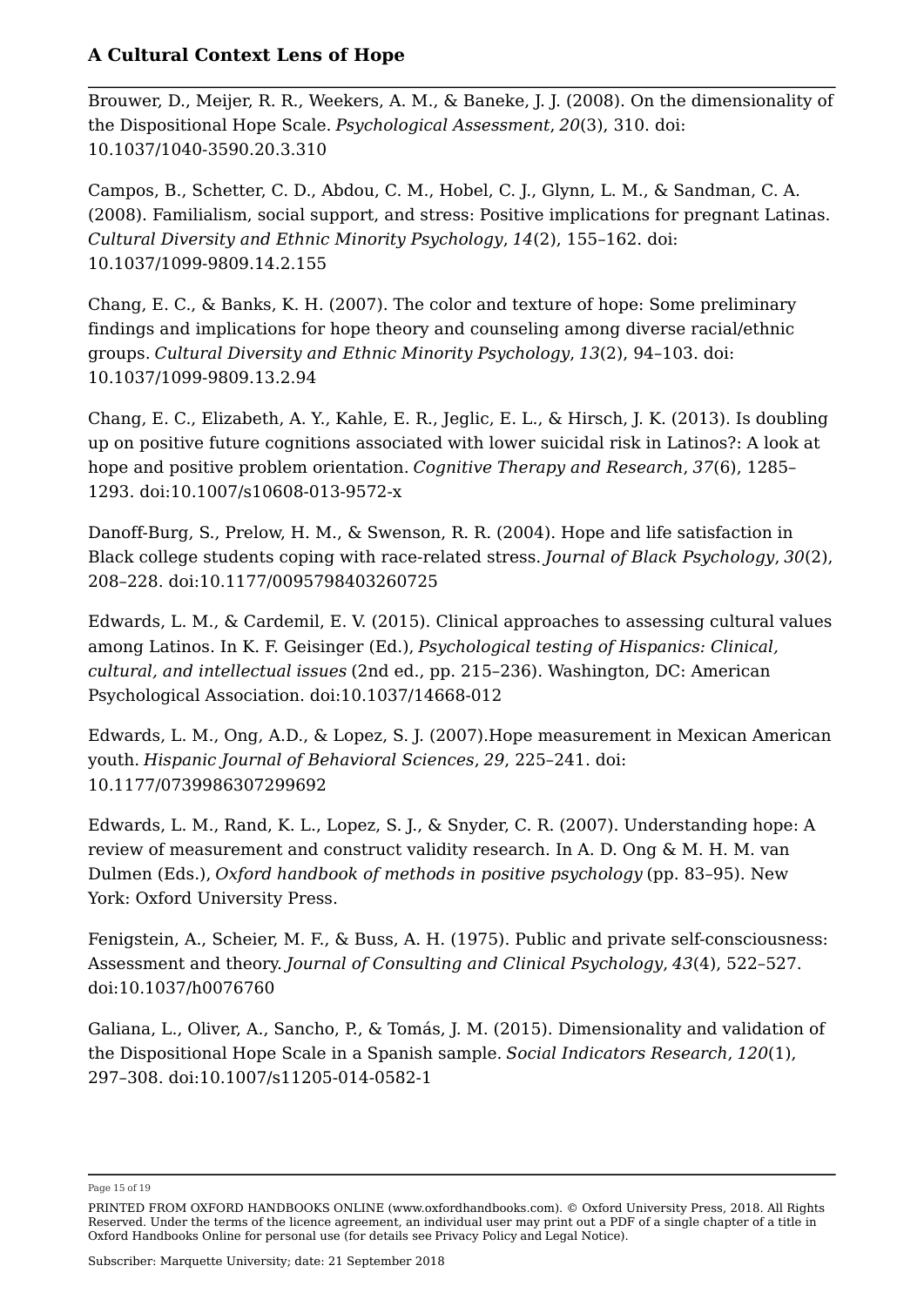Brouwer, D., Meijer, R. R., Weekers, A. M., & Baneke, J. J. (2008). On the dimensionality of the Dispositional Hope Scale. *Psychological Assessment*, *20*(3), 310. doi: 10.1037/1040-3590.20.3.310

Campos, B., Schetter, C. D., Abdou, C. M., Hobel, C. J., Glynn, L. M., & Sandman, C. A. (2008). Familialism, social support, and stress: Positive implications for pregnant Latinas. *Cultural Diversity and Ethnic Minority Psychology*, *14*(2), 155–162. doi: 10.1037/1099-9809.14.2.155

Chang, E. C., & Banks, K. H. (2007). The color and texture of hope: Some preliminary findings and implications for hope theory and counseling among diverse racial/ethnic groups. *Cultural Diversity and Ethnic Minority Psychology*, *13*(2), 94–103. doi: 10.1037/1099-9809.13.2.94

Chang, E. C., Elizabeth, A. Y., Kahle, E. R., Jeglic, E. L., & Hirsch, J. K. (2013). Is doubling up on positive future cognitions associated with lower suicidal risk in Latinos?: A look at hope and positive problem orientation. *Cognitive Therapy and Research*, *37*(6), 1285–1293. doi:10.1007/s10608-013-9572-x

Danoff-Burg, S., Prelow, H. M., & Swenson, R. R. (2004). Hope and life satisfaction in Black college students coping with race-related stress. *Journal of Black Psychology*, *30*(2), 208–228. doi:10.1177/0095798403260725

Edwards, L. M., & Cardemil, E. V. (2015). Clinical approaches to assessing cultural values among Latinos. In K. F. Geisinger (Ed.), *Psychological testing of Hispanics: Clinical, cultural, and intellectual issues* (2nd ed., pp. 215–236). Washington, DC: American Psychological Association. doi:10.1037/14668-012

Edwards, L. M., Ong, A.D., & Lopez, S. J. (2007).Hope measurement in Mexican American youth. *Hispanic Journal of Behavioral Sciences*, *29*, 225–241. doi: 10.1177/0739986307299692

Edwards, L. M., Rand, K. L., Lopez, S. J., & Snyder, C. R. (2007). Understanding hope: A review of measurement and construct validity research. In A. D. Ong & M. H. M. van Dulmen (Eds.), *Oxford handbook of methods in positive psychology* (pp. 83–95). New York: Oxford University Press.

Fenigstein, A., Scheier, M. F., & Buss, A. H. (1975). Public and private self-consciousness: Assessment and theory. *Journal of Consulting and Clinical Psychology*, *43*(4), 522–527. doi:10.1037/h0076760

Galiana, L., Oliver, A., Sancho, P., & Tomás, J. M. (2015). Dimensionality and validation of the Dispositional Hope Scale in a Spanish sample. *Social Indicators Research*, *120*(1), 297–308. doi:10.1007/s11205-014-0582-1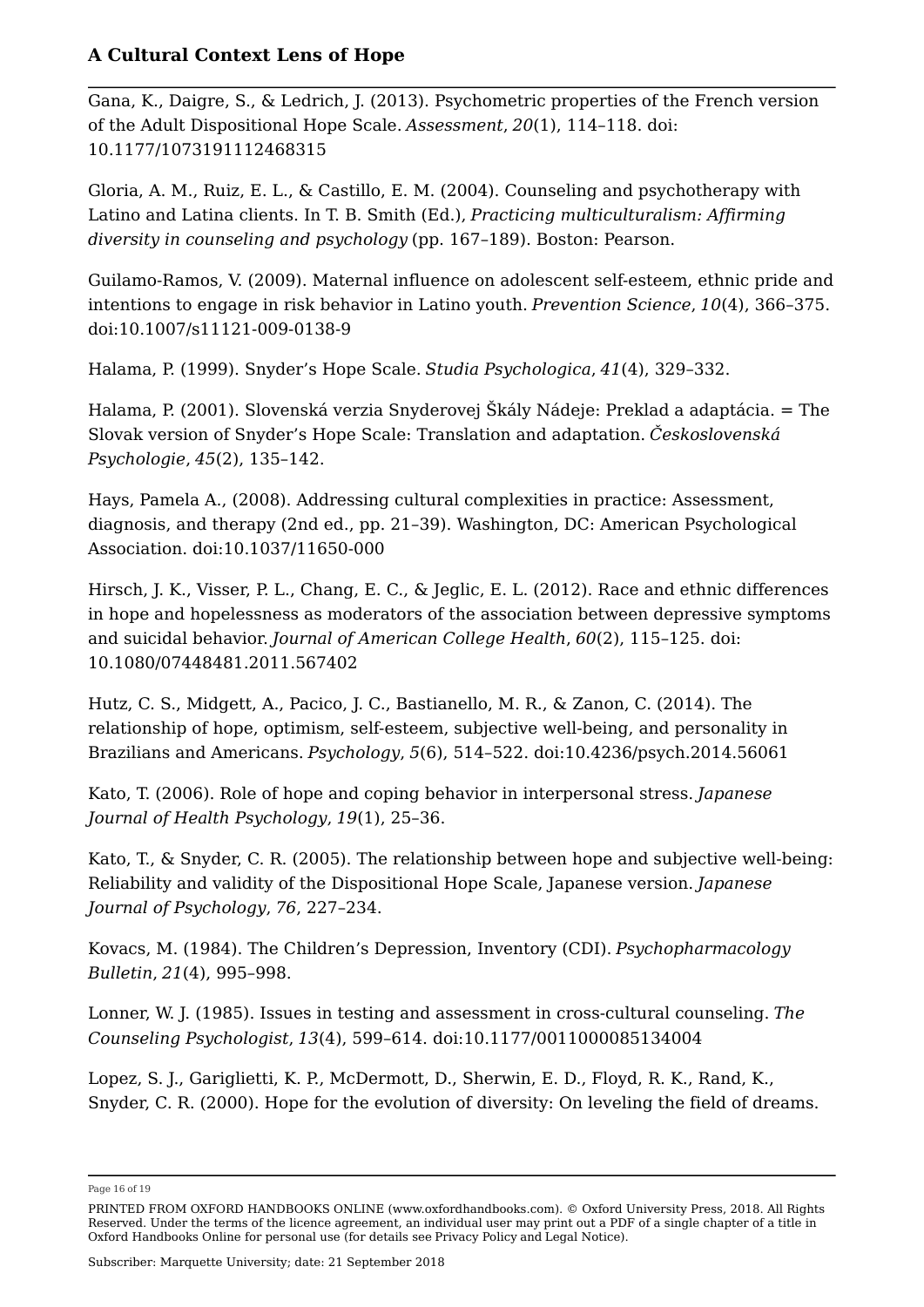Gana, K., Daigre, S., & Ledrich, J. (2013). Psychometric properties of the French version of the Adult Dispositional Hope Scale. *Assessment*, *20*(1), 114–118. doi: 10.1177/1073191112468315

Gloria, A. M., Ruiz, E. L., & Castillo, E. M. (2004). Counseling and psychotherapy with Latino and Latina clients. In T. B. Smith (Ed.), *Practicing multiculturalism: Affirming diversity in counseling and psychology* (pp. 167–189). Boston: Pearson.

Guilamo-Ramos, V. (2009). Maternal influence on adolescent self-esteem, ethnic pride and intentions to engage in risk behavior in Latino youth. *Prevention Science*, *10*(4), 366–375. doi:10.1007/s11121-009-0138-9

Halama, P. (1999). Snyder's Hope Scale. *Studia Psychologica*, *41*(4), 329–332.

Halama, P. (2001). Slovenská verzia Snyderovej Škály Nádeje: Preklad a adaptácia. = The Slovak version of Snyder's Hope Scale: Translation and adaptation. *Československá Psychologie*, *45*(2), 135–142.

Hays, Pamela A., (2008). Addressing cultural complexities in practice: Assessment, diagnosis, and therapy (2nd ed., pp. 21–39). Washington, DC: American Psychological Association. doi:10.1037/11650-000

Hirsch, J. K., Visser, P. L., Chang, E. C., & Jeglic, E. L. (2012). Race and ethnic differences in hope and hopelessness as moderators of the association between depressive symptoms and suicidal behavior. *Journal of American College Health*, *60*(2), 115–125. doi: 10.1080/07448481.2011.567402

Hutz, C. S., Midgett, A., Pacico, J. C., Bastianello, M. R., & Zanon, C. (2014). The relationship of hope, optimism, self-esteem, subjective well-being, and personality in Brazilians and Americans. *Psychology*, *5*(6), 514–522. doi:10.4236/psych.2014.56061

Kato, T. (2006). Role of hope and coping behavior in interpersonal stress. *Japanese Journal of Health Psychology*, *19*(1), 25–36.

Kato, T., & Snyder, C. R. (2005). The relationship between hope and subjective well-being: Reliability and validity of the Dispositional Hope Scale, Japanese version. *Japanese Journal of Psychology*, *76*, 227–234.

Kovacs, M. (1984). The Children's Depression, Inventory (CDI). *Psychopharmacology Bulletin*, *21*(4), 995–998.

Lonner, W. J. (1985). Issues in testing and assessment in cross-cultural counseling. *The Counseling Psychologist*, *13*(4), 599–614. doi:10.1177/0011000085134004

Lopez, S. J., Gariglietti, K. P., McDermott, D., Sherwin, E. D., Floyd, R. K., Rand, K., Snyder, C. R. (2000). Hope for the evolution of diversity: On leveling the field of dreams.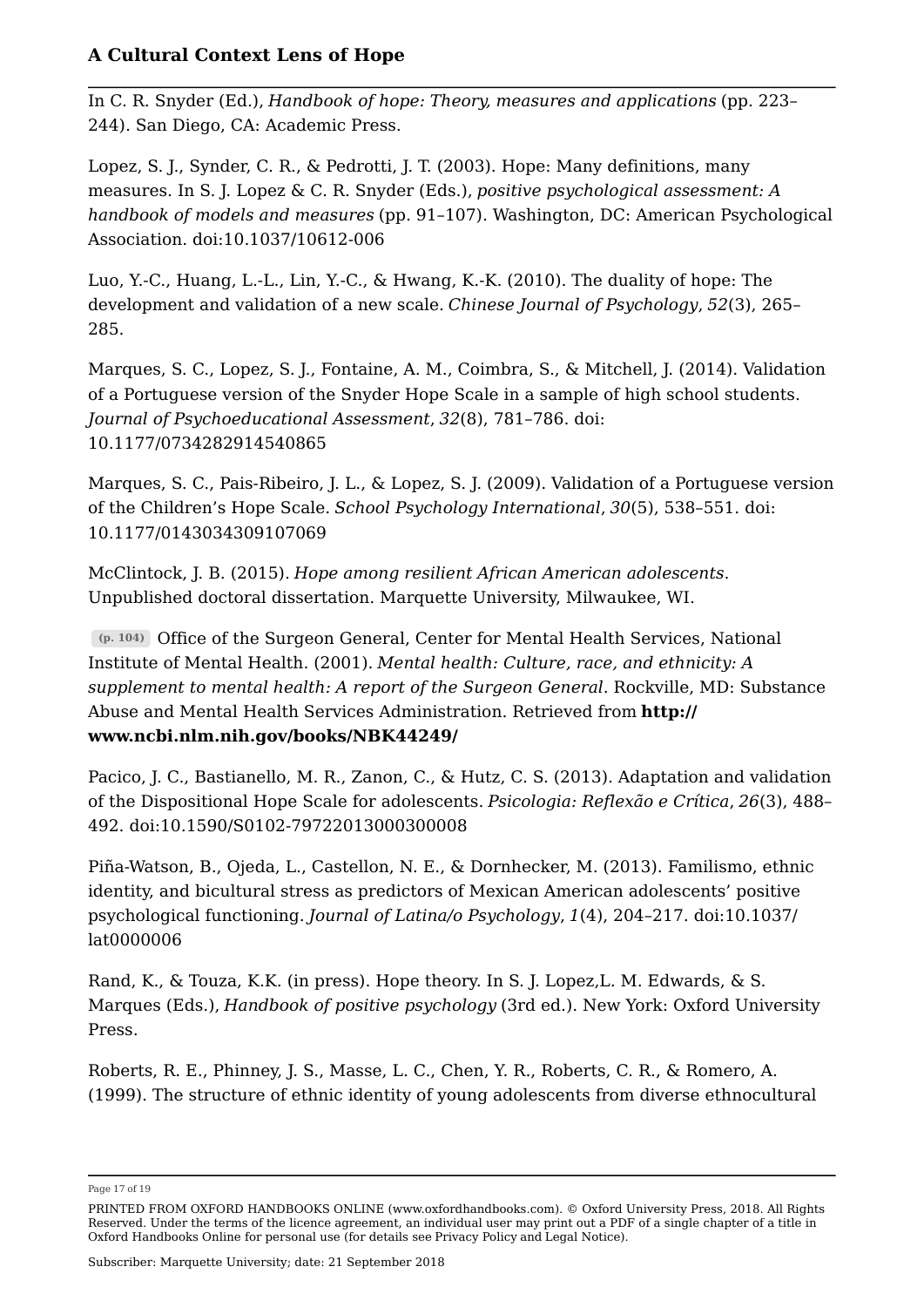In C. R. Snyder (Ed.), *Handbook of hope: Theory, measures and applications* (pp. 223–244). San Diego, CA: Academic Press.

Lopez, S. J., Synder, C. R., & Pedrotti, J. T. (2003). Hope: Many definitions, many measures. In S. J. Lopez & C. R. Snyder (Eds.), *positive psychological assessment: A handbook of models and measures* (pp. 91–107). Washington, DC: American Psychological Association. doi:10.1037/10612-006

Luo, Y.-C., Huang, L.-L., Lin, Y.-C., & Hwang, K.-K. (2010). The duality of hope: The development and validation of a new scale. *Chinese Journal of Psychology*, *52*(3), 265–285.

Marques, S. C., Lopez, S. J., Fontaine, A. M., Coimbra, S., & Mitchell, J. (2014). Validation of a Portuguese version of the Snyder Hope Scale in a sample of high school students. *Journal of Psychoeducational Assessment*, *32*(8), 781–786. doi: 10.1177/0734282914540865

Marques, S. C., Pais-Ribeiro, J. L., & Lopez, S. J. (2009). Validation of a Portuguese version of the Children's Hope Scale. *School Psychology International*, *30*(5), 538–551. doi: 10.1177/0143034309107069

McClintock, J. B. (2015). *Hope among resilient African American adolescents*. Unpublished doctoral dissertation. Marquette University, Milwaukee, WI.

(p. 104) Office of the Surgeon General, Center for Mental Health Services, National Institute of Mental Health. (2001). *Mental health: Culture, race, and ethnicity: A supplement to mental health: A report of the Surgeon General*. Rockville, MD: Substance Abuse and Mental Health Services Administration. Retrieved from **http://www.ncbi.nlm.nih.gov/books/NBK44249/**

Pacico, J. C., Bastianello, M. R., Zanon, C., & Hutz, C. S. (2013). Adaptation and validation of the Dispositional Hope Scale for adolescents. *Psicologia: Reflexão e Crítica*, *26*(3), 488–492. doi:10.1590/S0102-79722013000300008

Piña-Watson, B., Ojeda, L., Castellon, N. E., & Dornhecker, M. (2013). Familismo, ethnic identity, and bicultural stress as predictors of Mexican American adolescents' positive psychological functioning. *Journal of Latina/o Psychology*, *1*(4), 204–217. doi:10.1037/lat0000006

Rand, K., & Touza, K.K. (in press). Hope theory. In S. J. Lopez,L. M. Edwards, & S. Marques (Eds.), *Handbook of positive psychology* (3rd ed.). New York: Oxford University Press.

Roberts, R. E., Phinney, J. S., Masse, L. C., Chen, Y. R., Roberts, C. R., & Romero, A. (1999). The structure of ethnic identity of young adolescents from diverse ethnocultural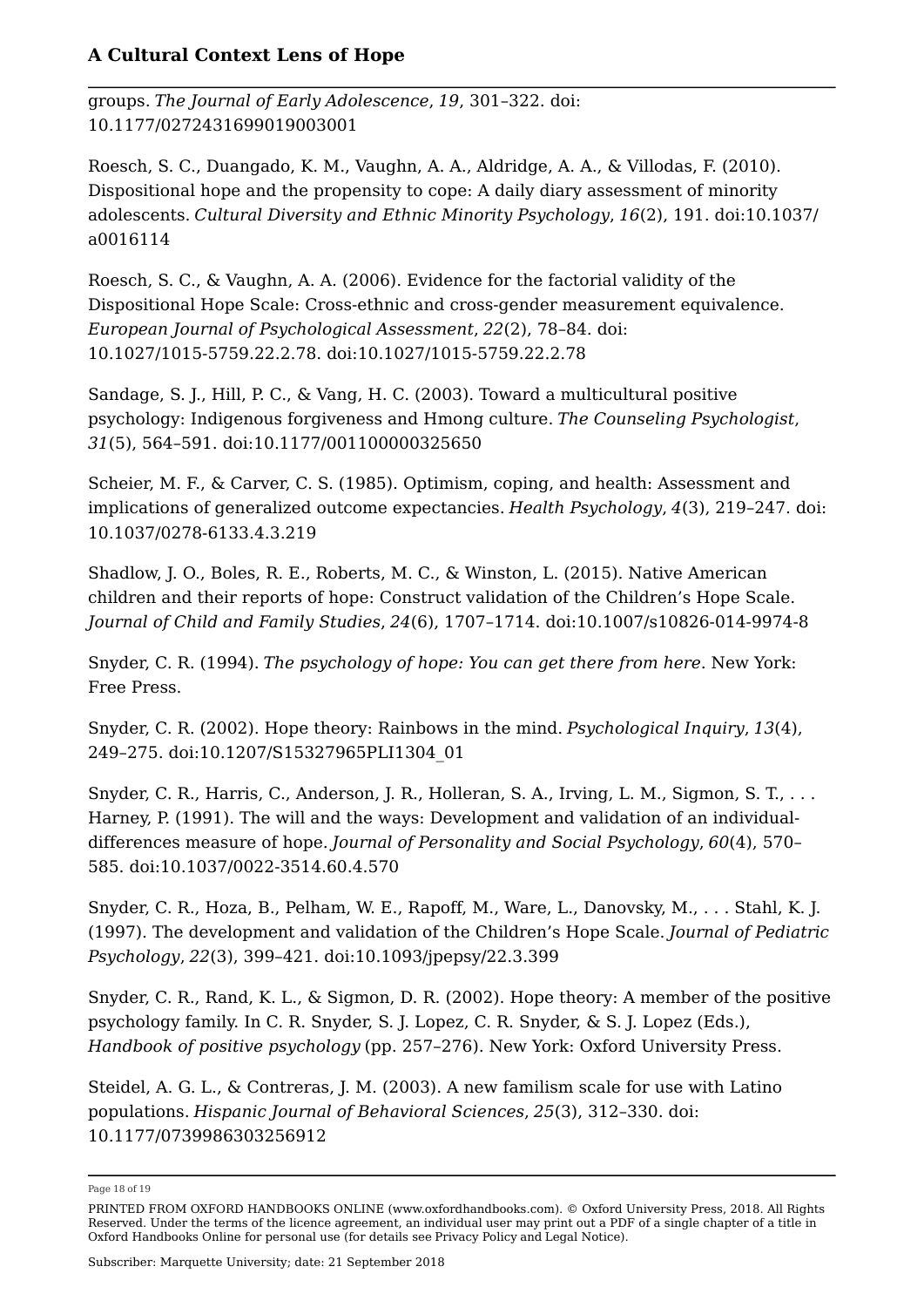groups. *The Journal of Early Adolescence*, *19*, 301–322. doi: 10.1177/0272431699019003001

Roesch, S. C., Duangado, K. M., Vaughn, A. A., Aldridge, A. A., & Villodas, F. (2010). Dispositional hope and the propensity to cope: A daily diary assessment of minority adolescents. *Cultural Diversity and Ethnic Minority Psychology*, *16*(2), 191. doi:10.1037/a0016114

Roesch, S. C., & Vaughn, A. A. (2006). Evidence for the factorial validity of the Dispositional Hope Scale: Cross-ethnic and cross-gender measurement equivalence. *European Journal of Psychological Assessment*, *22*(2), 78–84. doi: 10.1027/1015-5759.22.2.78. doi:10.1027/1015-5759.22.2.78

Sandage, S. J., Hill, P. C., & Vang, H. C. (2003). Toward a multicultural positive psychology: Indigenous forgiveness and Hmong culture. *The Counseling Psychologist*, *31*(5), 564–591. doi:10.1177/001100000325650

Scheier, M. F., & Carver, C. S. (1985). Optimism, coping, and health: Assessment and implications of generalized outcome expectancies. *Health Psychology*, *4*(3), 219–247. doi: 10.1037/0278-6133.4.3.219

Shadlow, J. O., Boles, R. E., Roberts, M. C., & Winston, L. (2015). Native American children and their reports of hope: Construct validation of the Children's Hope Scale. *Journal of Child and Family Studies*, *24*(6), 1707–1714. doi:10.1007/s10826-014-9974-8

Snyder, C. R. (1994). *The psychology of hope: You can get there from here*. New York: Free Press.

Snyder, C. R. (2002). Hope theory: Rainbows in the mind. *Psychological Inquiry*, *13*(4), 249–275. doi:10.1207/S15327965PLI1304_01

Snyder, C. R., Harris, C., Anderson, J. R., Holleran, S. A., Irving, L. M., Sigmon, S. T., . . . Harney, P. (1991). The will and the ways: Development and validation of an individual-differences measure of hope. *Journal of Personality and Social Psychology*, *60*(4), 570–585. doi:10.1037/0022-3514.60.4.570

Snyder, C. R., Hoza, B., Pelham, W. E., Rapoff, M., Ware, L., Danovsky, M., . . . Stahl, K. J. (1997). The development and validation of the Children's Hope Scale. *Journal of Pediatric Psychology*, *22*(3), 399–421. doi:10.1093/jpepsy/22.3.399

Snyder, C. R., Rand, K. L., & Sigmon, D. R. (2002). Hope theory: A member of the positive psychology family. In C. R. Snyder, S. J. Lopez, C. R. Snyder, & S. J. Lopez (Eds.), *Handbook of positive psychology* (pp. 257–276). New York: Oxford University Press.

Steidel, A. G. L., & Contreras, J. M. (2003). A new familism scale for use with Latino populations. *Hispanic Journal of Behavioral Sciences*, *25*(3), 312–330. doi: 10.1177/0739986303256912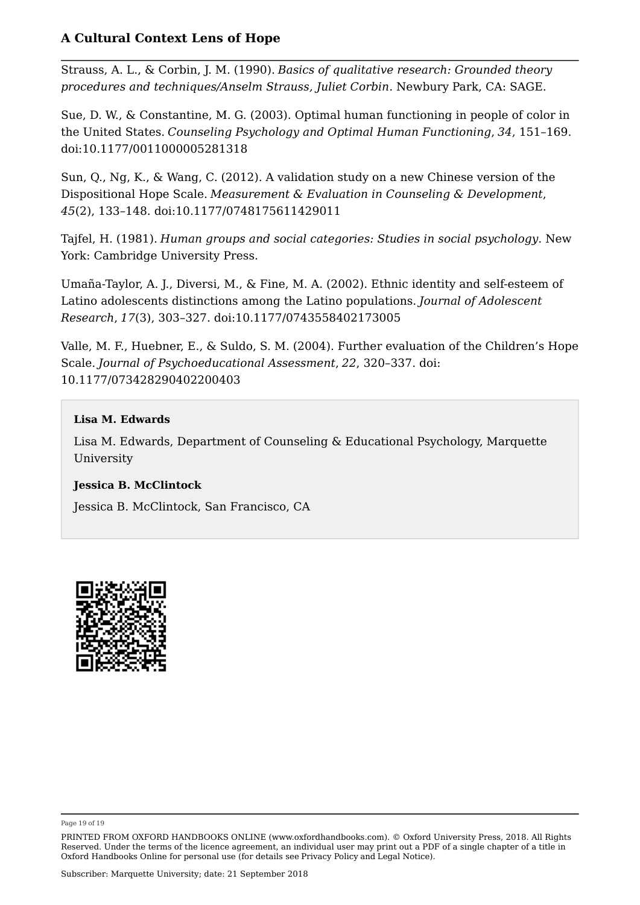Strauss, A. L., & Corbin, J. M. (1990). *Basics of qualitative research: Grounded theory procedures and techniques/Anselm Strauss, Juliet Corbin*. Newbury Park, CA: SAGE.

Sue, D. W., & Constantine, M. G. (2003). Optimal human functioning in people of color in the United States. *Counseling Psychology and Optimal Human Functioning*, *34*, 151–169. doi:10.1177/0011000005281318

Sun, Q., Ng, K., & Wang, C. (2012). A validation study on a new Chinese version of the Dispositional Hope Scale. *Measurement & Evaluation in Counseling & Development*, *45*(2), 133–148. doi:10.1177/0748175611429011

Tajfel, H. (1981). *Human groups and social categories: Studies in social psychology*. New York: Cambridge University Press.

Umaña-Taylor, A. J., Diversi, M., & Fine, M. A. (2002). Ethnic identity and self-esteem of Latino adolescents distinctions among the Latino populations. *Journal of Adolescent Research*, *17*(3), 303–327. doi:10.1177/0743558402173005

Valle, M. F., Huebner, E., & Suldo, S. M. (2004). Further evaluation of the Children's Hope Scale. *Journal of Psychoeducational Assessment*, *22*, 320–337. doi: 10.1177/073428290402200403

**Lisa M. Edwards**

Lisa M. Edwards, Department of Counseling & Educational Psychology, Marquette University

**Jessica B. McClintock**

Jessica B. McClintock, San Francisco, CA